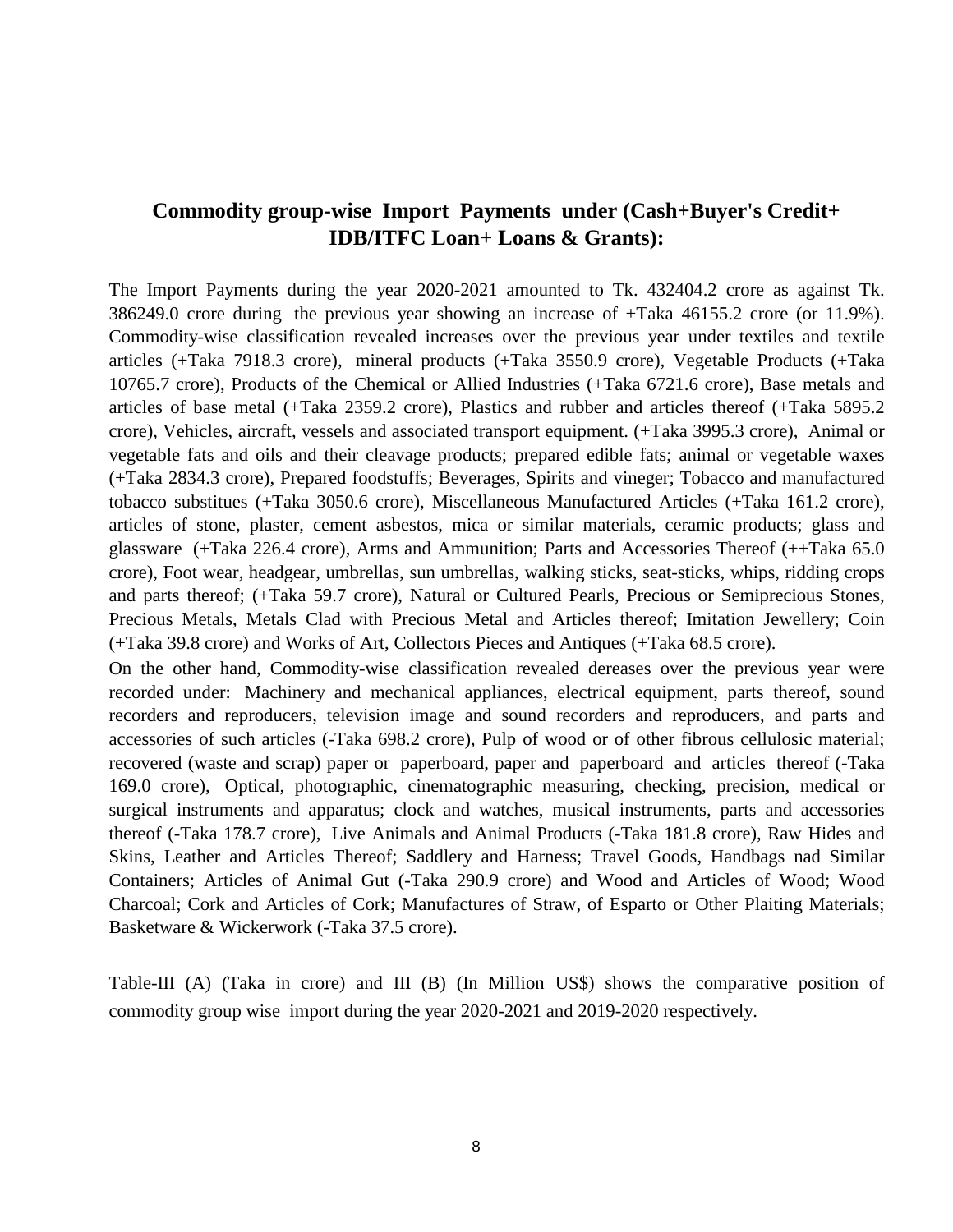## Commodity group-wise Import Payments under (Cash+Buyer's Credit+ IDB/ITFC Loan+ Loans & Grants):

The Import Payments during the year 2020-2021 amounted to Tk. 432404.2 crore as against Tk. 386249.0 crore during the previous year showing an increase of +Taka 46155.2 crore (or 11.9%). Commodity-wise classification revealed increases over the previous year under textiles and textile articles (+Taka 7918.3 crore), mineral products (+Taka 3550.9 crore), Vegetable Products (+Taka 10765.7 crore), Products of the Chemical or Allied Industries (+Taka 6721.6 crore), Base metals and articles of base metal (+Taka 2359.2 crore), Plastics and rubber and articles thereof (+Taka 5895.2 crore), Vehicles, aircraft, vessels and associated transport equipment. (+Taka 3995.3 crore), Animal or vegetable fats and oils and their cleavage products; prepared edible fats; animal or vegetable waxes (+Taka 2834.3 crore), Prepared foodstuffs; Beverages, Spirits and vineger; Tobacco and manufactured tobacco substitues (+Taka 3050.6 crore), Miscellaneous Manufactured Articles (+Taka 161.2 crore), articles of stone, plaster, cement asbestos, mica or similar materials, ceramic products; glass and glassware (+Taka 226.4 crore), Arms and Ammunition; Parts and Accessories Thereof (++Taka 65.0 crore), Foot wear, headgear, umbrellas, sun umbrellas, walking sticks, seat-sticks, whips, ridding crops and parts thereof; (+Taka 59.7 crore), Natural or Cultured Pearls, Precious or Semiprecious Stones, Precious Metals, Metals Clad with Precious Metal and Articles thereof; Imitation Jewellery; Coin (+Taka 39.8 crore) and Works of Art, Collectors Pieces and Antiques (+Taka 68.5 crore).

On the other hand, Commodity-wise classification revealed dereases over the previous year were recorded under: Machinery and mechanical appliances, electrical equipment, parts thereof, sound recorders and reproducers, television image and sound recorders and reproducers, and parts and accessories of such articles (-Taka 698.2 crore), Pulp of wood or of other fibrous cellulosic material; recovered (waste and scrap) paper or paperboard, paper and paperboard and articles thereof (-Taka 169.0 crore), Optical, photographic, cinematographic measuring, checking, precision, medical or surgical instruments and apparatus; clock and watches, musical instruments, parts and accessories thereof (-Taka 178.7 crore), Live Animals and Animal Products (-Taka 181.8 crore), Raw Hides and Skins, Leather and Articles Thereof; Saddlery and Harness; Travel Goods, Handbags nad Similar Containers; Articles of Animal Gut (-Taka 290.9 crore) and Wood and Articles of Wood; Wood Charcoal; Cork and Articles of Cork; Manufactures of Straw, of Esparto or Other Plaiting Materials; Basketware & Wickerwork (-Taka 37.5 crore).

Table-III (A) (Taka in crore) and III (B) (In Million US$) shows the comparative position of commodity group wise import during the year 2020-2021 and 2019-2020 respectively.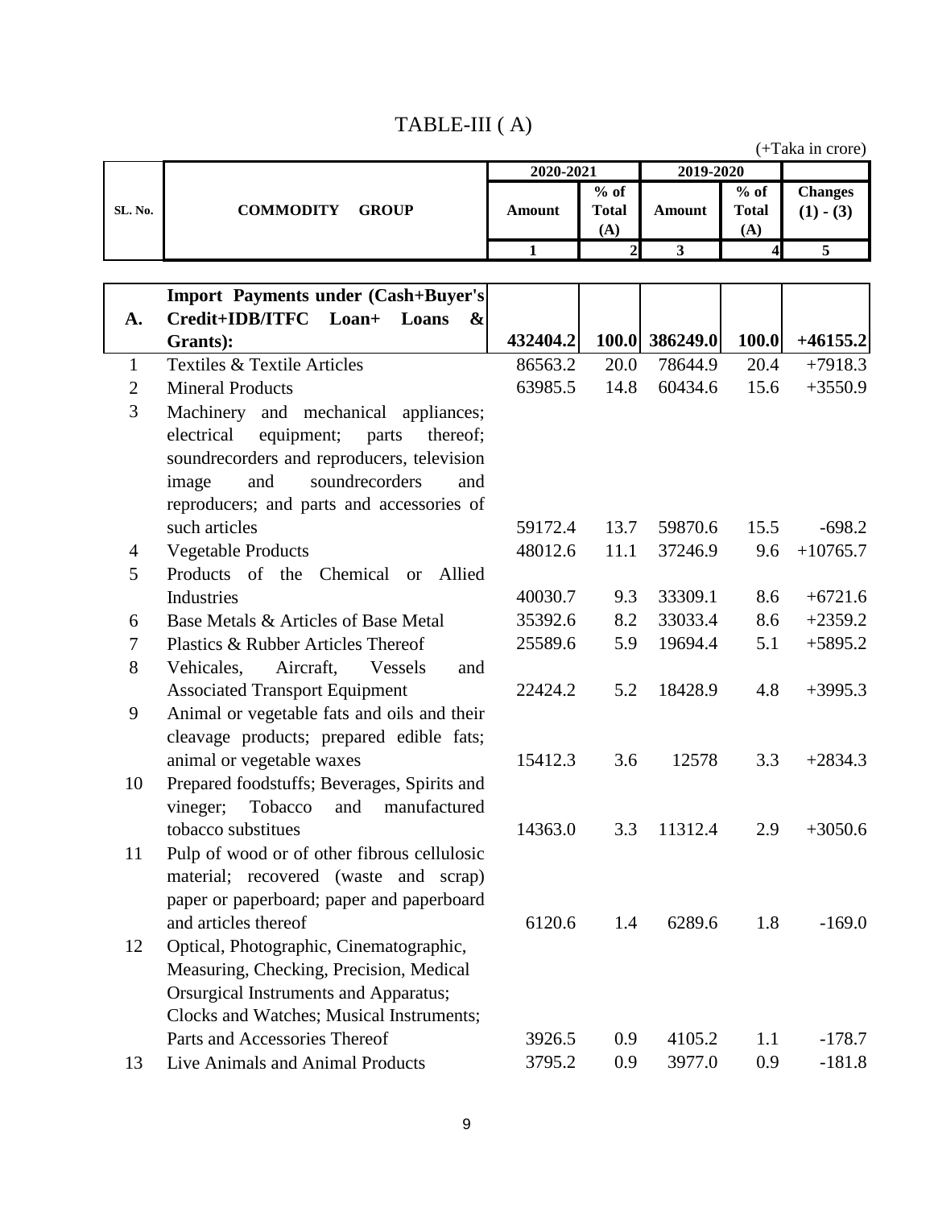# TABLE-III ( A)

(+Taka in crore)

| SL. No. | COMMODITY GROUP | 2020-2021 | | 2019-2020 | | |
|---|---|---|---|---|---|---|
| | | Amount | % of Total (A) | Amount | % of Total (A) | Changes (1) - (3) |
| | | 1 | 2 | 3 | 4 | 5 |
| **A.** | **Import Payments under (Cash+Buyer's Credit+IDB/ITFC Loan+ Loans & Grants):** | **432404.2** | **100.0** | **386249.0** | **100.0** | **+46155.2** |
| 1 | Textiles & Textile Articles | 86563.2 | 20.0 | 78644.9 | 20.4 | +7918.3 |
| 2 | Mineral Products | 63985.5 | 14.8 | 60434.6 | 15.6 | +3550.9 |
| 3 | Machinery and mechanical appliances; electrical equipment; parts thereof; soundrecorders and reproducers, television image and soundrecorders and reproducers; and parts and accessories of such articles | 59172.4 | 13.7 | 59870.6 | 15.5 | -698.2 |
| 4 | Vegetable Products | 48012.6 | 11.1 | 37246.9 | 9.6 | +10765.7 |
| 5 | Products of the Chemical or Allied Industries | 40030.7 | 9.3 | 33309.1 | 8.6 | +6721.6 |
| 6 | Base Metals & Articles of Base Metal | 35392.6 | 8.2 | 33033.4 | 8.6 | +2359.2 |
| 7 | Plastics & Rubber Articles Thereof | 25589.6 | 5.9 | 19694.4 | 5.1 | +5895.2 |
| 8 | Vehicales, Aircraft, Vessels and Associated Transport Equipment | 22424.2 | 5.2 | 18428.9 | 4.8 | +3995.3 |
| 9 | Animal or vegetable fats and oils and their cleavage products; prepared edible fats; animal or vegetable waxes | 15412.3 | 3.6 | 12578 | 3.3 | +2834.3 |
| 10 | Prepared foodstuffs; Beverages, Spirits and vineger; Tobacco and manufactured tobacco substitues | 14363.0 | 3.3 | 11312.4 | 2.9 | +3050.6 |
| 11 | Pulp of wood or of other fibrous cellulosic material; recovered (waste and scrap) paper or paperboard; paper and paperboard and articles thereof | 6120.6 | 1.4 | 6289.6 | 1.8 | -169.0 |
| 12 | Optical, Photographic, Cinematographic, Measuring, Checking, Precision, Medical Orsurgical Instruments and Apparatus; Clocks and Watches; Musical Instruments; Parts and Accessories Thereof | 3926.5 | 0.9 | 4105.2 | 1.1 | -178.7 |
| 13 | Live Animals and Animal Products | 3795.2 | 0.9 | 3977.0 | 0.9 | -181.8 |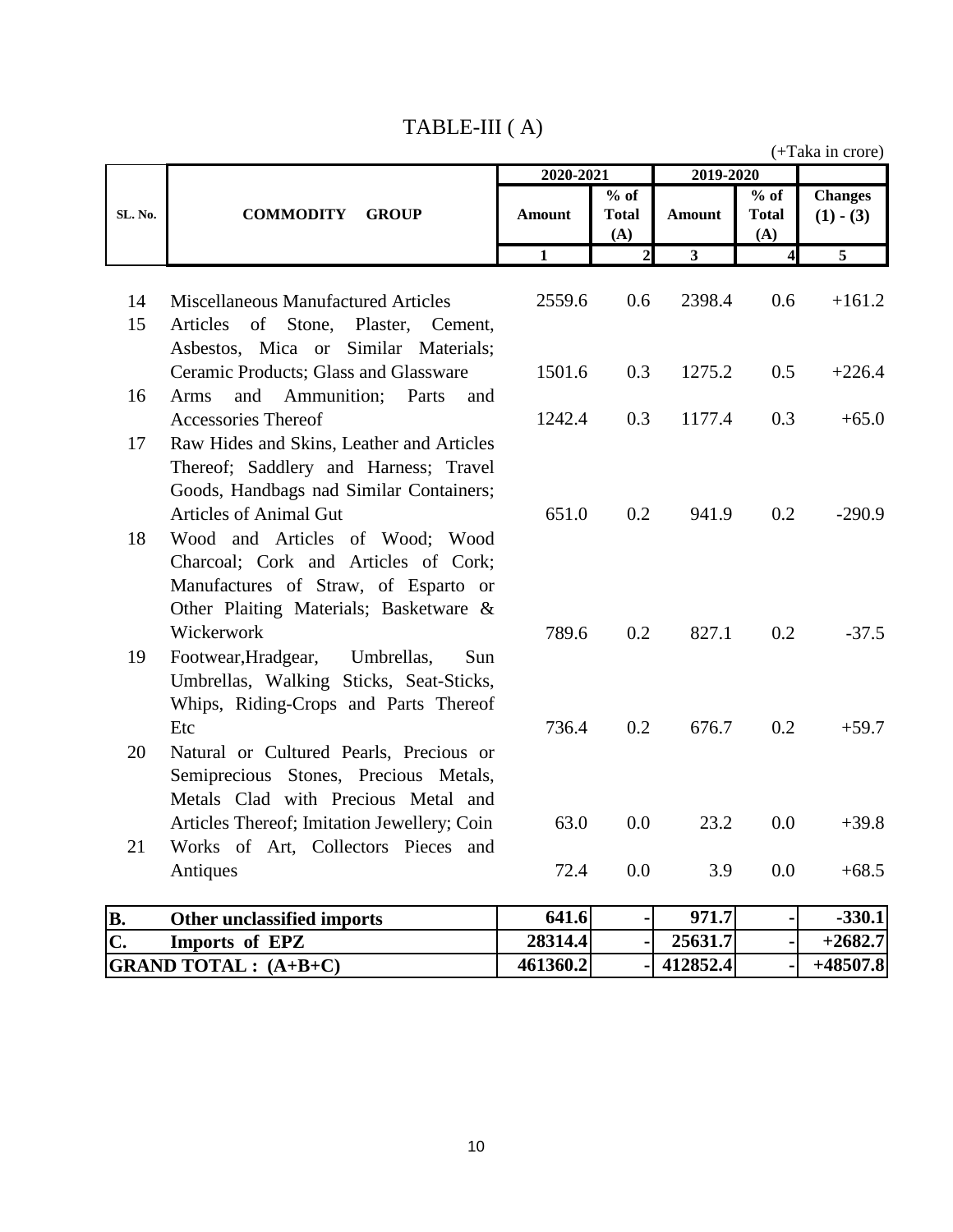# TABLE-III ( A)

(+Taka in crore)

| SL. No. | COMMODITY GROUP | 2020-2021 | | 2019-2020 | | |
|---|---|---|---|---|---|---|
| | | Amount | % of Total (A) | Amount | % of Total (A) | Changes (1) - (3) |
| | | 1 | 2 | 3 | 4 | 5 |
| 14 | Miscellaneous Manufactured Articles | 2559.6 | 0.6 | 2398.4 | 0.6 | +161.2 |
| 15 | Articles of Stone, Plaster, Cement, Asbestos, Mica or Similar Materials; Ceramic Products; Glass and Glassware | 1501.6 | 0.3 | 1275.2 | 0.5 | +226.4 |
| 16 | Arms and Ammunition; Parts and Accessories Thereof | 1242.4 | 0.3 | 1177.4 | 0.3 | +65.0 |
| 17 | Raw Hides and Skins, Leather and Articles Thereof; Saddlery and Harness; Travel Goods, Handbags nad Similar Containers; Articles of Animal Gut | 651.0 | 0.2 | 941.9 | 0.2 | -290.9 |
| 18 | Wood and Articles of Wood; Wood Charcoal; Cork and Articles of Cork; Manufactures of Straw, of Esparto or Other Plaiting Materials; Basketware & Wickerwork | 789.6 | 0.2 | 827.1 | 0.2 | -37.5 |
| 19 | Footwear,Hradgear, Umbrellas, Sun Umbrellas, Walking Sticks, Seat-Sticks, Whips, Riding-Crops and Parts Thereof Etc | 736.4 | 0.2 | 676.7 | 0.2 | +59.7 |
| 20 | Natural or Cultured Pearls, Precious or Semiprecious Stones, Precious Metals, Metals Clad with Precious Metal and Articles Thereof; Imitation Jewellery; Coin | 63.0 | 0.0 | 23.2 | 0.0 | +39.8 |
| 21 | Works of Art, Collectors Pieces and Antiques | 72.4 | 0.0 | 3.9 | 0.0 | +68.5 |
| **B.** | **Other unclassified imports** | **641.6** | - | **971.7** | - | **-330.1** |
| **C.** | **Imports of EPZ** | **28314.4** | - | **25631.7** | - | **+2682.7** |
| **GRAND TOTAL : (A+B+C)** | | **461360.2** | - | **412852.4** | - | **+48507.8** |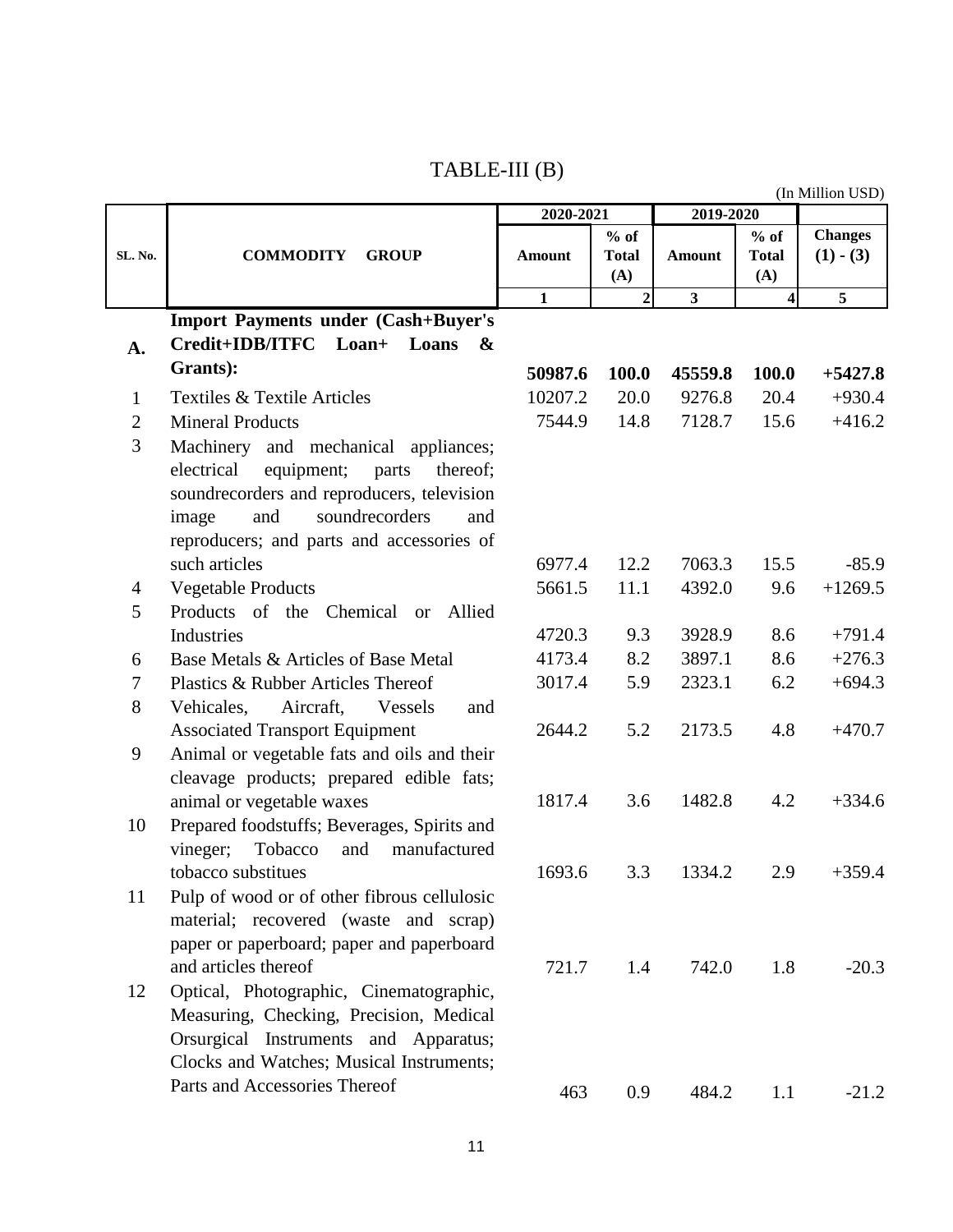# TABLE-III (B)

(In Million USD)

| SL. No. | COMMODITY GROUP | 2020-2021 Amount | 2020-2021 % of Total (A) | 2019-2020 Amount | 2019-2020 % of Total (A) | Changes (1) - (3) |
|---|---|---|---|---|---|---|
| | | 1 | 2 | 3 | 4 | 5 |
| **A.** | **Import Payments under (Cash+Buyer's Credit+IDB/ITFC Loan+ Loans & Grants):** | **50987.6** | **100.0** | **45559.8** | **100.0** | **+5427.8** |
| 1 | Textiles & Textile Articles | 10207.2 | 20.0 | 9276.8 | 20.4 | +930.4 |
| 2 | Mineral Products | 7544.9 | 14.8 | 7128.7 | 15.6 | +416.2 |
| 3 | Machinery and mechanical appliances; electrical equipment; parts thereof; soundrecorders and reproducers, television image and soundrecorders and reproducers; and parts and accessories of such articles | 6977.4 | 12.2 | 7063.3 | 15.5 | -85.9 |
| 4 | Vegetable Products | 5661.5 | 11.1 | 4392.0 | 9.6 | +1269.5 |
| 5 | Products of the Chemical or Allied Industries | 4720.3 | 9.3 | 3928.9 | 8.6 | +791.4 |
| 6 | Base Metals & Articles of Base Metal | 4173.4 | 8.2 | 3897.1 | 8.6 | +276.3 |
| 7 | Plastics & Rubber Articles Thereof | 3017.4 | 5.9 | 2323.1 | 6.2 | +694.3 |
| 8 | Vehicales, Aircraft, Vessels and Associated Transport Equipment | 2644.2 | 5.2 | 2173.5 | 4.8 | +470.7 |
| 9 | Animal or vegetable fats and oils and their cleavage products; prepared edible fats; animal or vegetable waxes | 1817.4 | 3.6 | 1482.8 | 4.2 | +334.6 |
| 10 | Prepared foodstuffs; Beverages, Spirits and vineger; Tobacco and manufactured tobacco substitues | 1693.6 | 3.3 | 1334.2 | 2.9 | +359.4 |
| 11 | Pulp of wood or of other fibrous cellulosic material; recovered (waste and scrap) paper or paperboard; paper and paperboard and articles thereof | 721.7 | 1.4 | 742.0 | 1.8 | -20.3 |
| 12 | Optical, Photographic, Cinematographic, Measuring, Checking, Precision, Medical Orsurgical Instruments and Apparatus; Clocks and Watches; Musical Instruments; Parts and Accessories Thereof | 463 | 0.9 | 484.2 | 1.1 | -21.2 |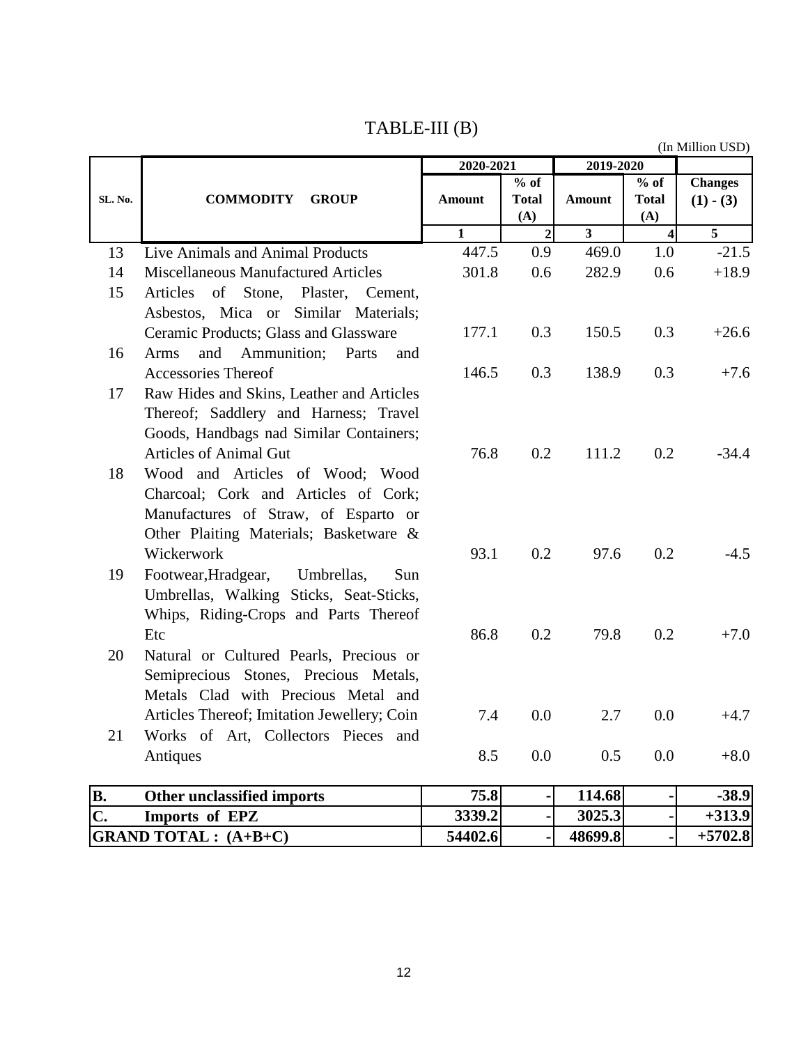# TABLE-III (B)

(In Million USD)

| SL. No. | COMMODITY GROUP | 2020-2021 | | 2019-2020 | | |
|---|---|---|---|---|---|---|
| | | Amount | % of Total (A) | Amount | % of Total (A) | Changes (1) - (3) |
| | | 1 | 2 | 3 | 4 | 5 |
| 13 | Live Animals and Animal Products | 447.5 | 0.9 | 469.0 | 1.0 | -21.5 |
| 14 | Miscellaneous Manufactured Articles | 301.8 | 0.6 | 282.9 | 0.6 | +18.9 |
| 15 | Articles of Stone, Plaster, Cement, Asbestos, Mica or Similar Materials; Ceramic Products; Glass and Glassware | 177.1 | 0.3 | 150.5 | 0.3 | +26.6 |
| 16 | Arms and Ammunition; Parts and Accessories Thereof | 146.5 | 0.3 | 138.9 | 0.3 | +7.6 |
| 17 | Raw Hides and Skins, Leather and Articles Thereof; Saddlery and Harness; Travel Goods, Handbags nad Similar Containers; Articles of Animal Gut | 76.8 | 0.2 | 111.2 | 0.2 | -34.4 |
| 18 | Wood and Articles of Wood; Wood Charcoal; Cork and Articles of Cork; Manufactures of Straw, of Esparto or Other Plaiting Materials; Basketware & Wickerwork | 93.1 | 0.2 | 97.6 | 0.2 | -4.5 |
| 19 | Footwear,Hradgear, Umbrellas, Sun Umbrellas, Walking Sticks, Seat-Sticks, Whips, Riding-Crops and Parts Thereof Etc | 86.8 | 0.2 | 79.8 | 0.2 | +7.0 |
| 20 | Natural or Cultured Pearls, Precious or Semiprecious Stones, Precious Metals, Metals Clad with Precious Metal and Articles Thereof; Imitation Jewellery; Coin | 7.4 | 0.0 | 2.7 | 0.0 | +4.7 |
| 21 | Works of Art, Collectors Pieces and Antiques | 8.5 | 0.0 | 0.5 | 0.0 | +8.0 |
| **B.** | **Other unclassified imports** | **75.8** | - | **114.68** | - | **-38.9** |
| **C.** | **Imports of EPZ** | **3339.2** | - | **3025.3** | - | **+313.9** |
| **GRAND TOTAL : (A+B+C)** | | **54402.6** | - | **48699.8** | - | **+5702.8** |